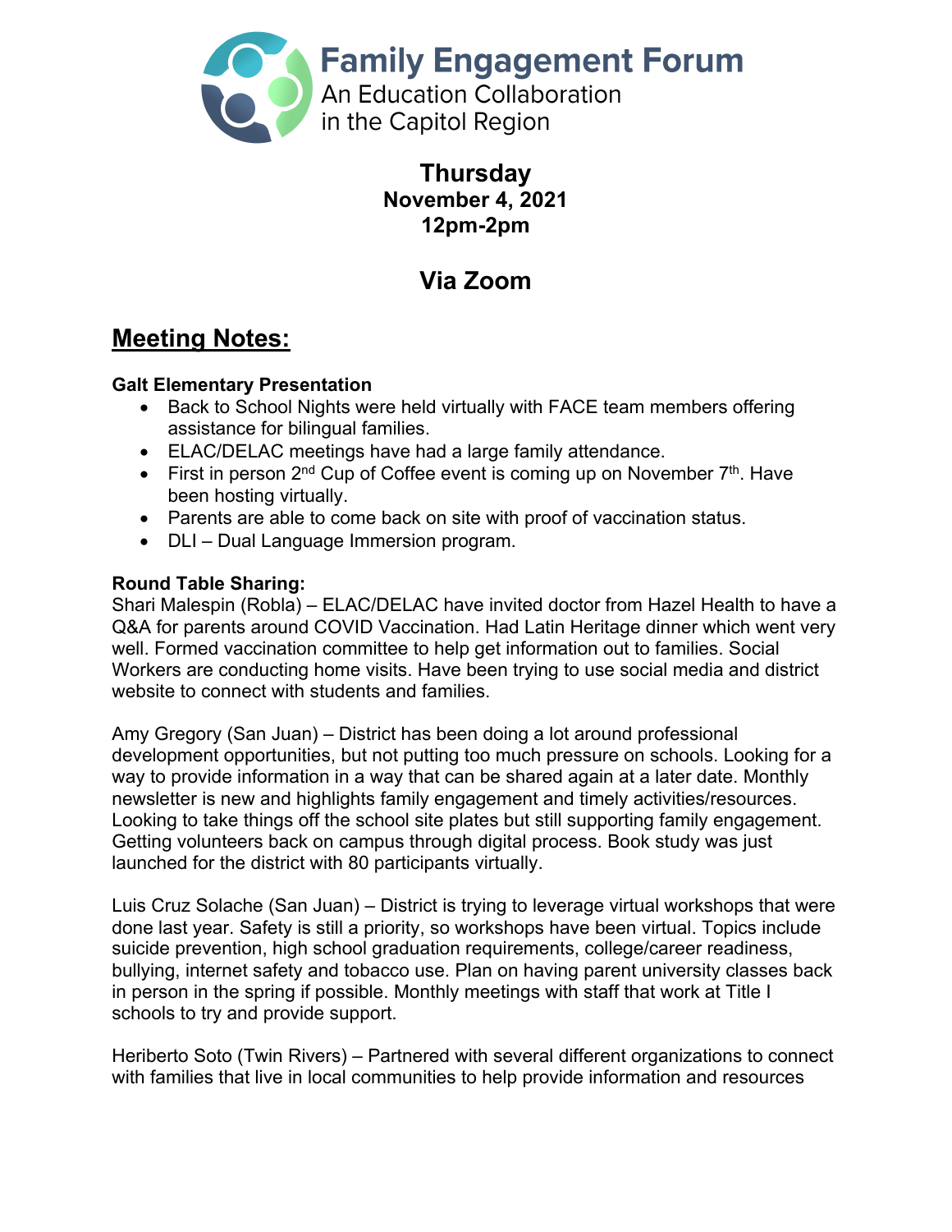# Family Engagement Forum

An Education Collaboration in the Capitol Region

**Thursday**
**November 4, 2021**
**12pm-2pm**

## Via Zoom

## Meeting Notes:

**Galt Elementary Presentation**

- Back to School Nights were held virtually with FACE team members offering assistance for bilingual families.
- ELAC/DELAC meetings have had a large family attendance.
- First in person 2nd Cup of Coffee event is coming up on November 7th. Have been hosting virtually.
- Parents are able to come back on site with proof of vaccination status.
- DLI – Dual Language Immersion program.

**Round Table Sharing:**

Shari Malespin (Robla) – ELAC/DELAC have invited doctor from Hazel Health to have a Q&A for parents around COVID Vaccination. Had Latin Heritage dinner which went very well. Formed vaccination committee to help get information out to families. Social Workers are conducting home visits. Have been trying to use social media and district website to connect with students and families.

Amy Gregory (San Juan) – District has been doing a lot around professional development opportunities, but not putting too much pressure on schools. Looking for a way to provide information in a way that can be shared again at a later date. Monthly newsletter is new and highlights family engagement and timely activities/resources. Looking to take things off the school site plates but still supporting family engagement. Getting volunteers back on campus through digital process. Book study was just launched for the district with 80 participants virtually.

Luis Cruz Solache (San Juan) – District is trying to leverage virtual workshops that were done last year. Safety is still a priority, so workshops have been virtual. Topics include suicide prevention, high school graduation requirements, college/career readiness, bullying, internet safety and tobacco use. Plan on having parent university classes back in person in the spring if possible. Monthly meetings with staff that work at Title I schools to try and provide support.

Heriberto Soto (Twin Rivers) – Partnered with several different organizations to connect with families that live in local communities to help provide information and resources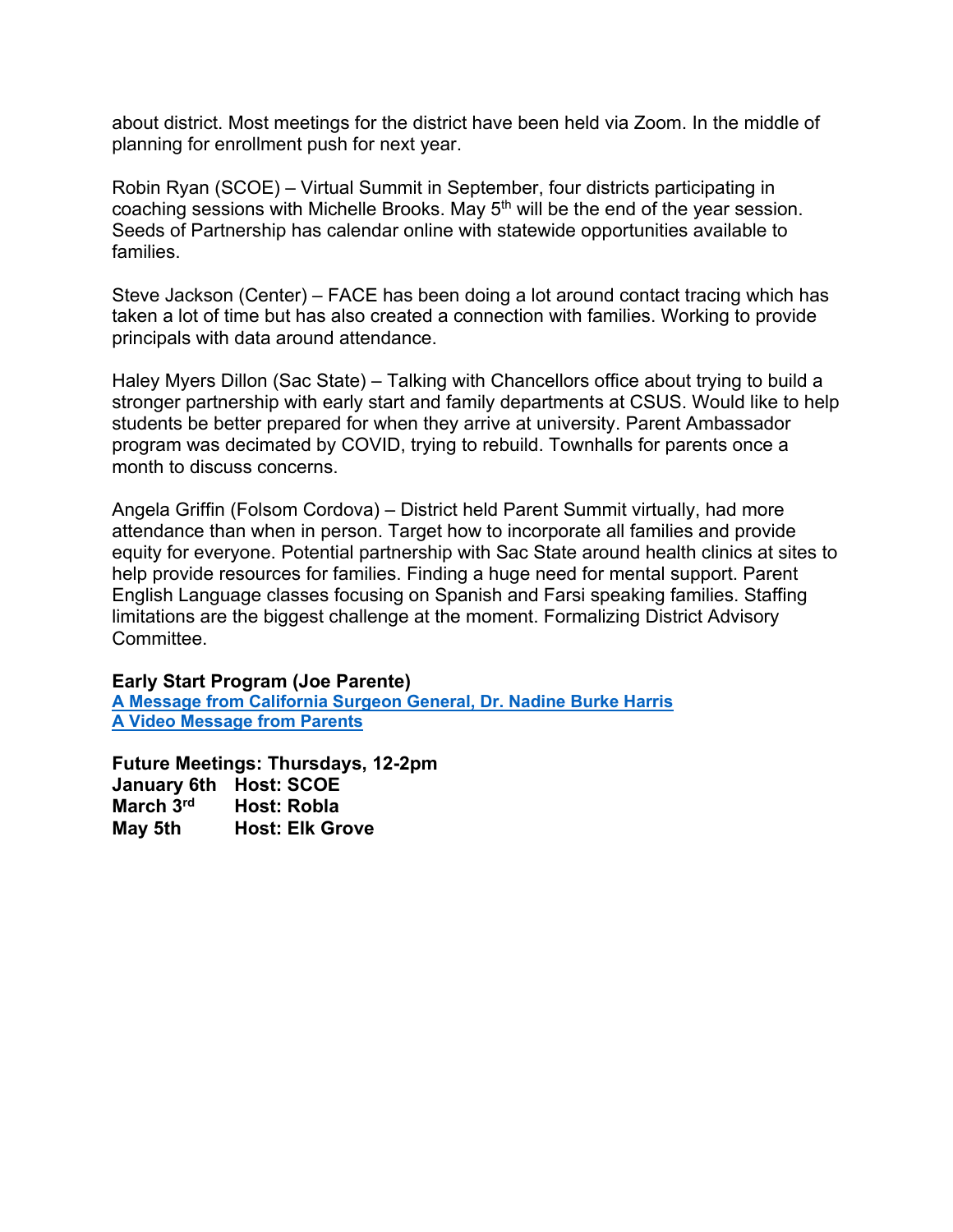about district. Most meetings for the district have been held via Zoom. In the middle of planning for enrollment push for next year.

Robin Ryan (SCOE) – Virtual Summit in September, four districts participating in coaching sessions with Michelle Brooks. May 5th will be the end of the year session. Seeds of Partnership has calendar online with statewide opportunities available to families.

Steve Jackson (Center) – FACE has been doing a lot around contact tracing which has taken a lot of time but has also created a connection with families. Working to provide principals with data around attendance.

Haley Myers Dillon (Sac State) – Talking with Chancellors office about trying to build a stronger partnership with early start and family departments at CSUS. Would like to help students be better prepared for when they arrive at university. Parent Ambassador program was decimated by COVID, trying to rebuild. Townhalls for parents once a month to discuss concerns.

Angela Griffin (Folsom Cordova) – District held Parent Summit virtually, had more attendance than when in person. Target how to incorporate all families and provide equity for everyone. Potential partnership with Sac State around health clinics at sites to help provide resources for families. Finding a huge need for mental support. Parent English Language classes focusing on Spanish and Farsi speaking families. Staffing limitations are the biggest challenge at the moment. Formalizing District Advisory Committee.

**Early Start Program (Joe Parente)**
**A Message from California Surgeon General, Dr. Nadine Burke Harris**
**A Video Message from Parents**

**Future Meetings: Thursdays, 12-2pm**

| | |
|---|---|
| **January 6th** | **Host: SCOE** |
| **March 3rd** | **Host: Robla** |
| **May 5th** | **Host: Elk Grove** |